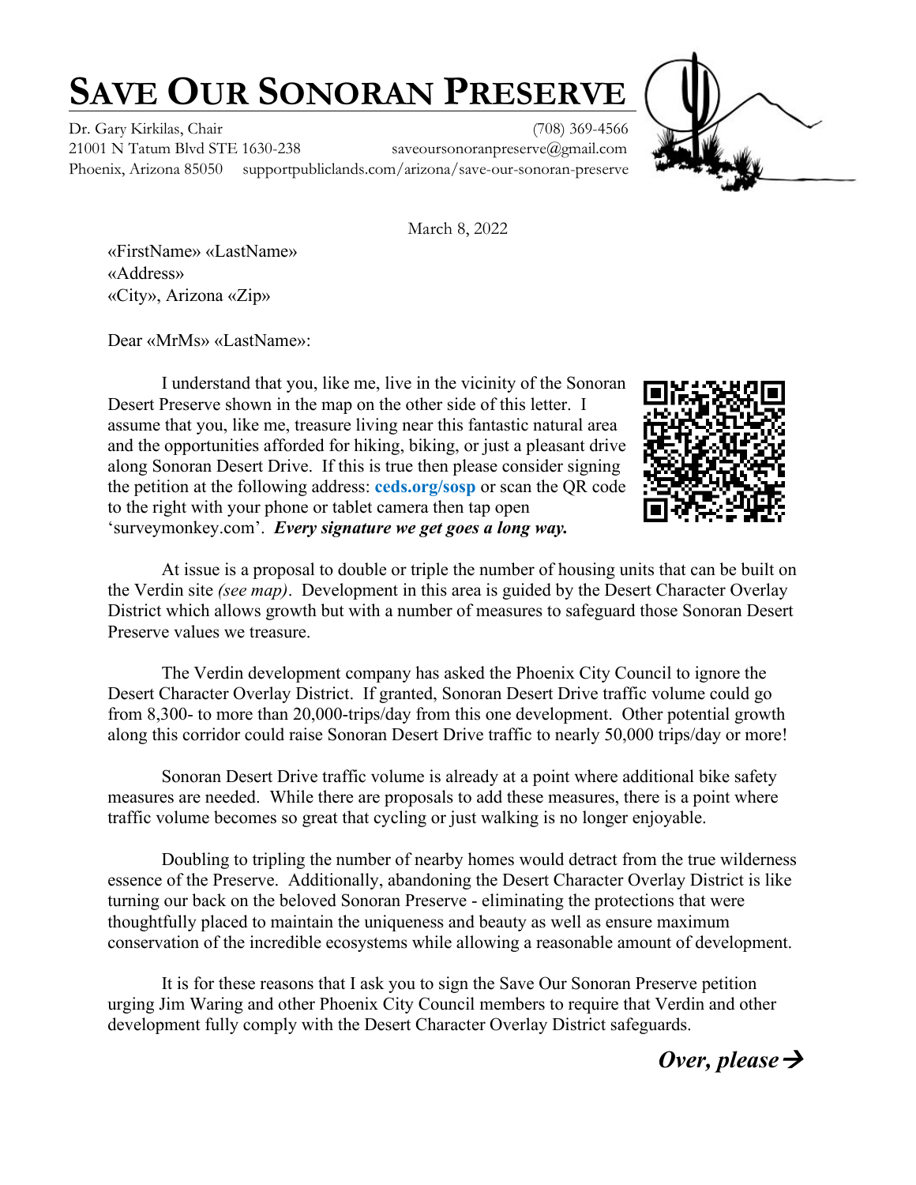# SAVE OUR SONORAN PRESERVE

Dr. Gary Kirkilas, Chair (708) 369-4566
21001 N Tatum Blvd STE 1630-238 saveoursonoranpreserve@gmail.com
Phoenix, Arizona 85050 supportpubliclands.com/arizona/save-our-sonoran-preserve

March 8, 2022

«FirstName» «LastName»
«Address»
«City», Arizona «Zip»

Dear «MrMs» «LastName»:

I understand that you, like me, live in the vicinity of the Sonoran Desert Preserve shown in the map on the other side of this letter. I assume that you, like me, treasure living near this fantastic natural area and the opportunities afforded for hiking, biking, or just a pleasant drive along Sonoran Desert Drive. If this is true then please consider signing the petition at the following address: **ceds.org/sosp** or scan the QR code to the right with your phone or tablet camera then tap open 'surveymonkey.com'. ***Every signature we get goes a long way.***

At issue is a proposal to double or triple the number of housing units that can be built on the Verdin site *(see map)*. Development in this area is guided by the Desert Character Overlay District which allows growth but with a number of measures to safeguard those Sonoran Desert Preserve values we treasure.

The Verdin development company has asked the Phoenix City Council to ignore the Desert Character Overlay District. If granted, Sonoran Desert Drive traffic volume could go from 8,300- to more than 20,000-trips/day from this one development. Other potential growth along this corridor could raise Sonoran Desert Drive traffic to nearly 50,000 trips/day or more!

Sonoran Desert Drive traffic volume is already at a point where additional bike safety measures are needed. While there are proposals to add these measures, there is a point where traffic volume becomes so great that cycling or just walking is no longer enjoyable.

Doubling to tripling the number of nearby homes would detract from the true wilderness essence of the Preserve. Additionally, abandoning the Desert Character Overlay District is like turning our back on the beloved Sonoran Preserve - eliminating the protections that were thoughtfully placed to maintain the uniqueness and beauty as well as ensure maximum conservation of the incredible ecosystems while allowing a reasonable amount of development.

It is for these reasons that I ask you to sign the Save Our Sonoran Preserve petition urging Jim Waring and other Phoenix City Council members to require that Verdin and other development fully comply with the Desert Character Overlay District safeguards.

***Over, please →***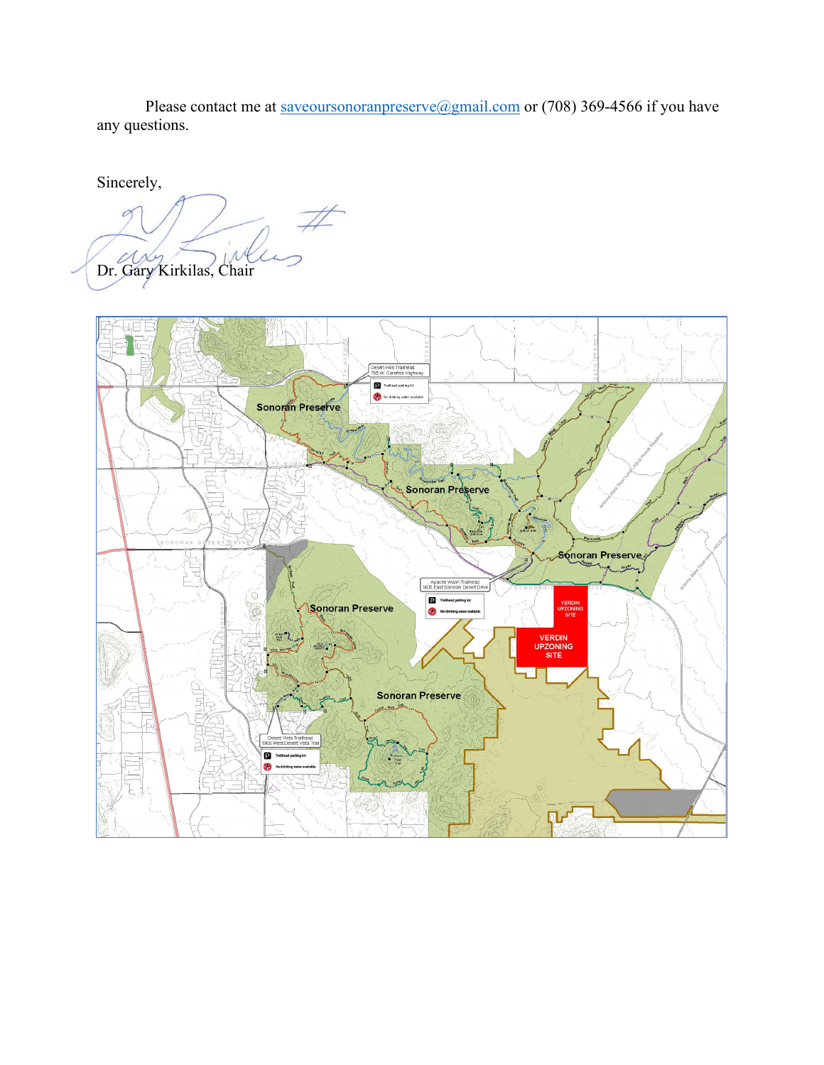Please contact me at saveoursonoranpreserve@gmail.com or (708) 369-4566 if you have any questions.

Sincerely,

Dr. Gary Kirkilas, Chair

Sonoran Preserve

Sonoran Preserve

Sonoran Preserve

Sonoran Preserve

Sonoran Preserve

Desert Hills Trailhead
705 W. Carefree Highway

Trailhead parking lot

No drinking water available

Apache Wash Trailhead
1600 East Sonoran Desert Drive

Trailhead parking lot

No drinking water available

Desert Vista Trailhead
1900 West Desert Vista Trail

Trailhead parking lot

No drinking water available

VERDIN UPZONING SITE

VERDIN UPZONING SITE

CAREFREE HIGHWAY

SONORAN DESERT DRIVE

24TH STREET